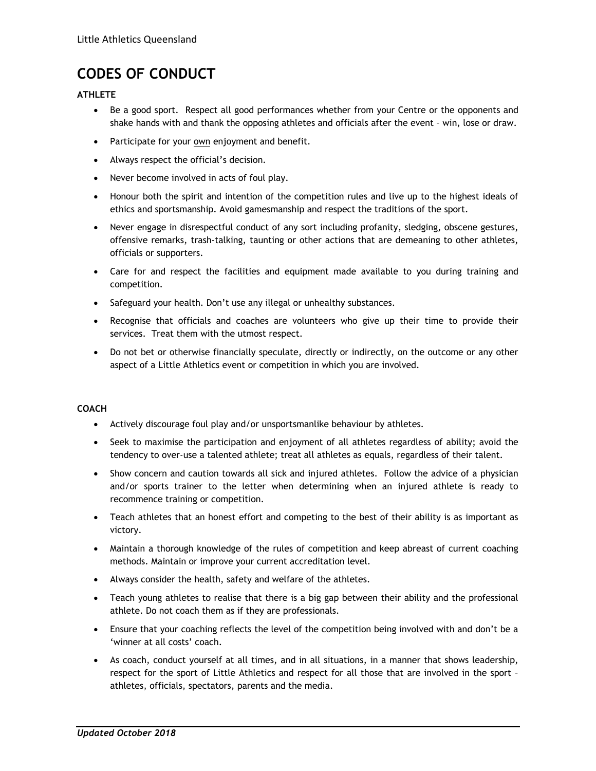# CODES OF CONDUCT

**ATHLETE**

- Be a good sport. Respect all good performances whether from your Centre or the opponents and shake hands with and thank the opposing athletes and officials after the event – win, lose or draw.
- Participate for your <u>own</u> enjoyment and benefit.
- Always respect the official's decision.
- Never become involved in acts of foul play.
- Honour both the spirit and intention of the competition rules and live up to the highest ideals of ethics and sportsmanship. Avoid gamesmanship and respect the traditions of the sport.
- Never engage in disrespectful conduct of any sort including profanity, sledging, obscene gestures, offensive remarks, trash-talking, taunting or other actions that are demeaning to other athletes, officials or supporters.
- Care for and respect the facilities and equipment made available to you during training and competition.
- Safeguard your health. Don't use any illegal or unhealthy substances.
- Recognise that officials and coaches are volunteers who give up their time to provide their services. Treat them with the utmost respect.
- Do not bet or otherwise financially speculate, directly or indirectly, on the outcome or any other aspect of a Little Athletics event or competition in which you are involved.

**COACH**

- Actively discourage foul play and/or unsportsmanlike behaviour by athletes.
- Seek to maximise the participation and enjoyment of all athletes regardless of ability; avoid the tendency to over-use a talented athlete; treat all athletes as equals, regardless of their talent.
- Show concern and caution towards all sick and injured athletes. Follow the advice of a physician and/or sports trainer to the letter when determining when an injured athlete is ready to recommence training or competition.
- Teach athletes that an honest effort and competing to the best of their ability is as important as victory.
- Maintain a thorough knowledge of the rules of competition and keep abreast of current coaching methods. Maintain or improve your current accreditation level.
- Always consider the health, safety and welfare of the athletes.
- Teach young athletes to realise that there is a big gap between their ability and the professional athlete. Do not coach them as if they are professionals.
- Ensure that your coaching reflects the level of the competition being involved with and don't be a 'winner at all costs' coach.
- As coach, conduct yourself at all times, and in all situations, in a manner that shows leadership, respect for the sport of Little Athletics and respect for all those that are involved in the sport – athletes, officials, spectators, parents and the media.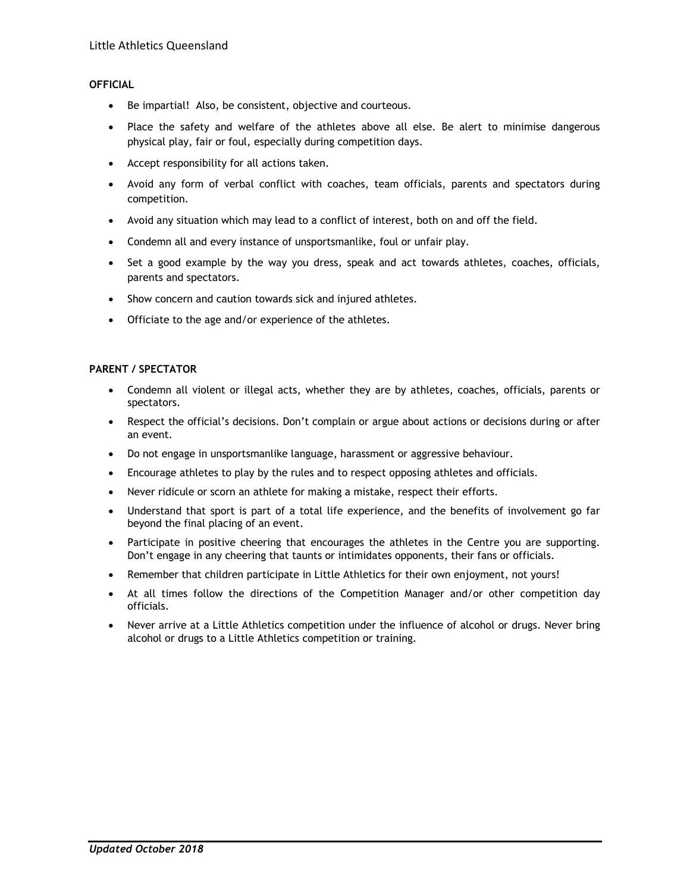**OFFICIAL**

- Be impartial! Also, be consistent, objective and courteous.
- Place the safety and welfare of the athletes above all else. Be alert to minimise dangerous physical play, fair or foul, especially during competition days.
- Accept responsibility for all actions taken.
- Avoid any form of verbal conflict with coaches, team officials, parents and spectators during competition.
- Avoid any situation which may lead to a conflict of interest, both on and off the field.
- Condemn all and every instance of unsportsmanlike, foul or unfair play.
- Set a good example by the way you dress, speak and act towards athletes, coaches, officials, parents and spectators.
- Show concern and caution towards sick and injured athletes.
- Officiate to the age and/or experience of the athletes.

**PARENT / SPECTATOR**

- Condemn all violent or illegal acts, whether they are by athletes, coaches, officials, parents or spectators.
- Respect the official's decisions. Don't complain or argue about actions or decisions during or after an event.
- Do not engage in unsportsmanlike language, harassment or aggressive behaviour.
- Encourage athletes to play by the rules and to respect opposing athletes and officials.
- Never ridicule or scorn an athlete for making a mistake, respect their efforts.
- Understand that sport is part of a total life experience, and the benefits of involvement go far beyond the final placing of an event.
- Participate in positive cheering that encourages the athletes in the Centre you are supporting. Don't engage in any cheering that taunts or intimidates opponents, their fans or officials.
- Remember that children participate in Little Athletics for their own enjoyment, not yours!
- At all times follow the directions of the Competition Manager and/or other competition day officials.
- Never arrive at a Little Athletics competition under the influence of alcohol or drugs. Never bring alcohol or drugs to a Little Athletics competition or training.